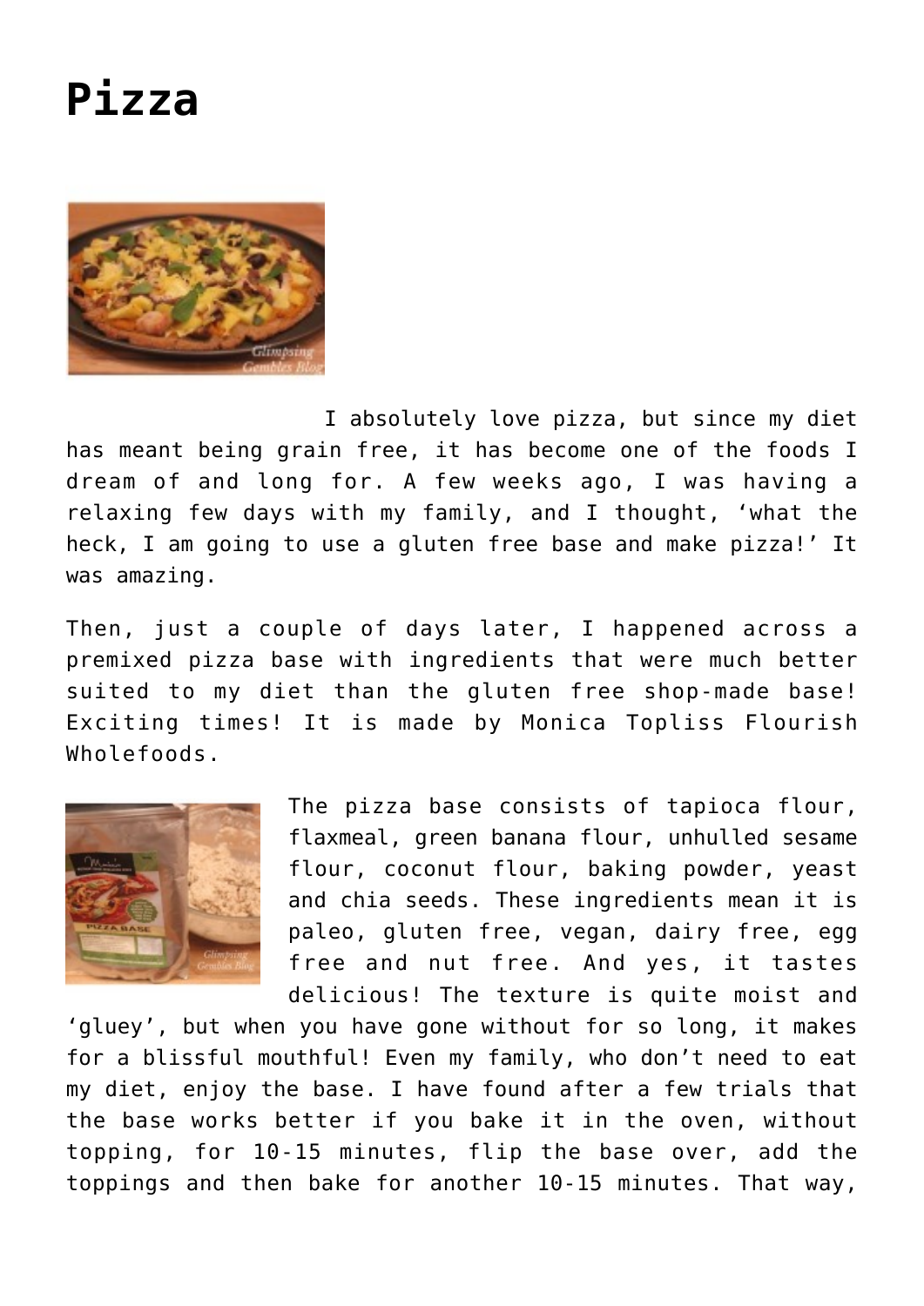# Pizza

I absolutely love pizza, but since my diet has meant being grain free, it has become one of the foods I dream of and long for. A few weeks ago, I was having a relaxing few days with my family, and I thought, 'what the heck, I am going to use a gluten free base and make pizza!' It was amazing.

Then, just a couple of days later, I happened across a premixed pizza base with ingredients that were much better suited to my diet than the gluten free shop-made base! Exciting times! It is made by Monica Topliss Flourish Wholefoods.

The pizza base consists of tapioca flour, flaxmeal, green banana flour, unhulled sesame flour, coconut flour, baking powder, yeast and chia seeds. These ingredients mean it is paleo, gluten free, vegan, dairy free, egg free and nut free. And yes, it tastes delicious! The texture is quite moist and 'gluey', but when you have gone without for so long, it makes for a blissful mouthful! Even my family, who don't need to eat my diet, enjoy the base. I have found after a few trials that the base works better if you bake it in the oven, without topping, for 10-15 minutes, flip the base over, add the toppings and then bake for another 10-15 minutes. That way,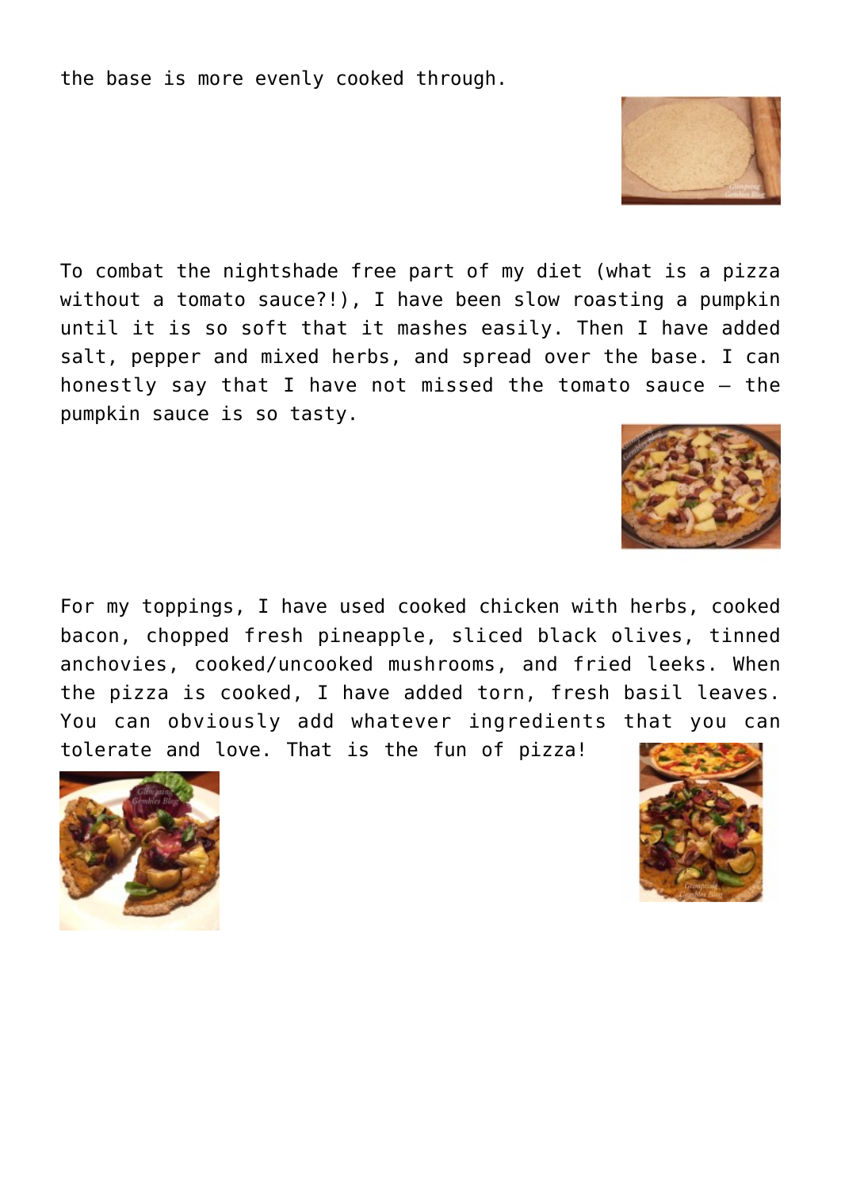the base is more evenly cooked through.

To combat the nightshade free part of my diet (what is a pizza without a tomato sauce?!), I have been slow roasting a pumpkin until it is so soft that it mashes easily. Then I have added salt, pepper and mixed herbs, and spread over the base. I can honestly say that I have not missed the tomato sauce – the pumpkin sauce is so tasty.

For my toppings, I have used cooked chicken with herbs, cooked bacon, chopped fresh pineapple, sliced black olives, tinned anchovies, cooked/uncooked mushrooms, and fried leeks. When the pizza is cooked, I have added torn, fresh basil leaves. You can obviously add whatever ingredients that you can tolerate and love. That is the fun of pizza!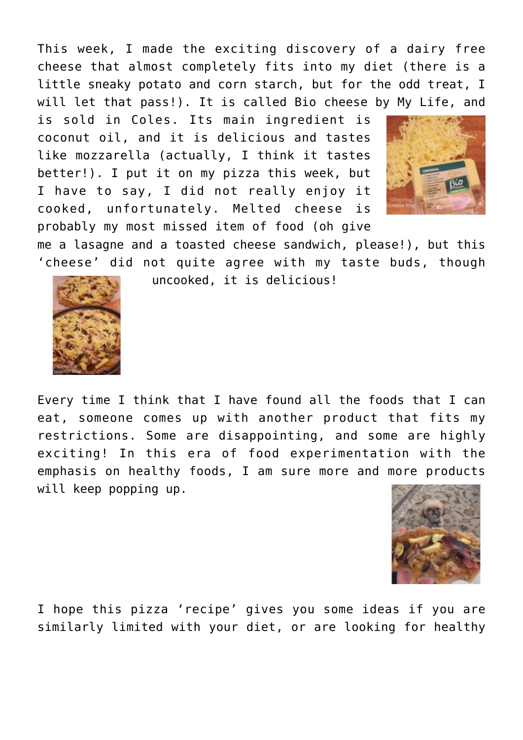This week, I made the exciting discovery of a dairy free cheese that almost completely fits into my diet (there is a little sneaky potato and corn starch, but for the odd treat, I will let that pass!). It is called Bio cheese by My Life, and is sold in Coles. Its main ingredient is coconut oil, and it is delicious and tastes like mozzarella (actually, I think it tastes better!). I put it on my pizza this week, but I have to say, I did not really enjoy it cooked, unfortunately. Melted cheese is probably my most missed item of food (oh give me a lasagne and a toasted cheese sandwich, please!), but this 'cheese' did not quite agree with my taste buds, though uncooked, it is delicious!

Every time I think that I have found all the foods that I can eat, someone comes up with another product that fits my restrictions. Some are disappointing, and some are highly exciting! In this era of food experimentation with the emphasis on healthy foods, I am sure more and more products will keep popping up.

I hope this pizza 'recipe' gives you some ideas if you are similarly limited with your diet, or are looking for healthy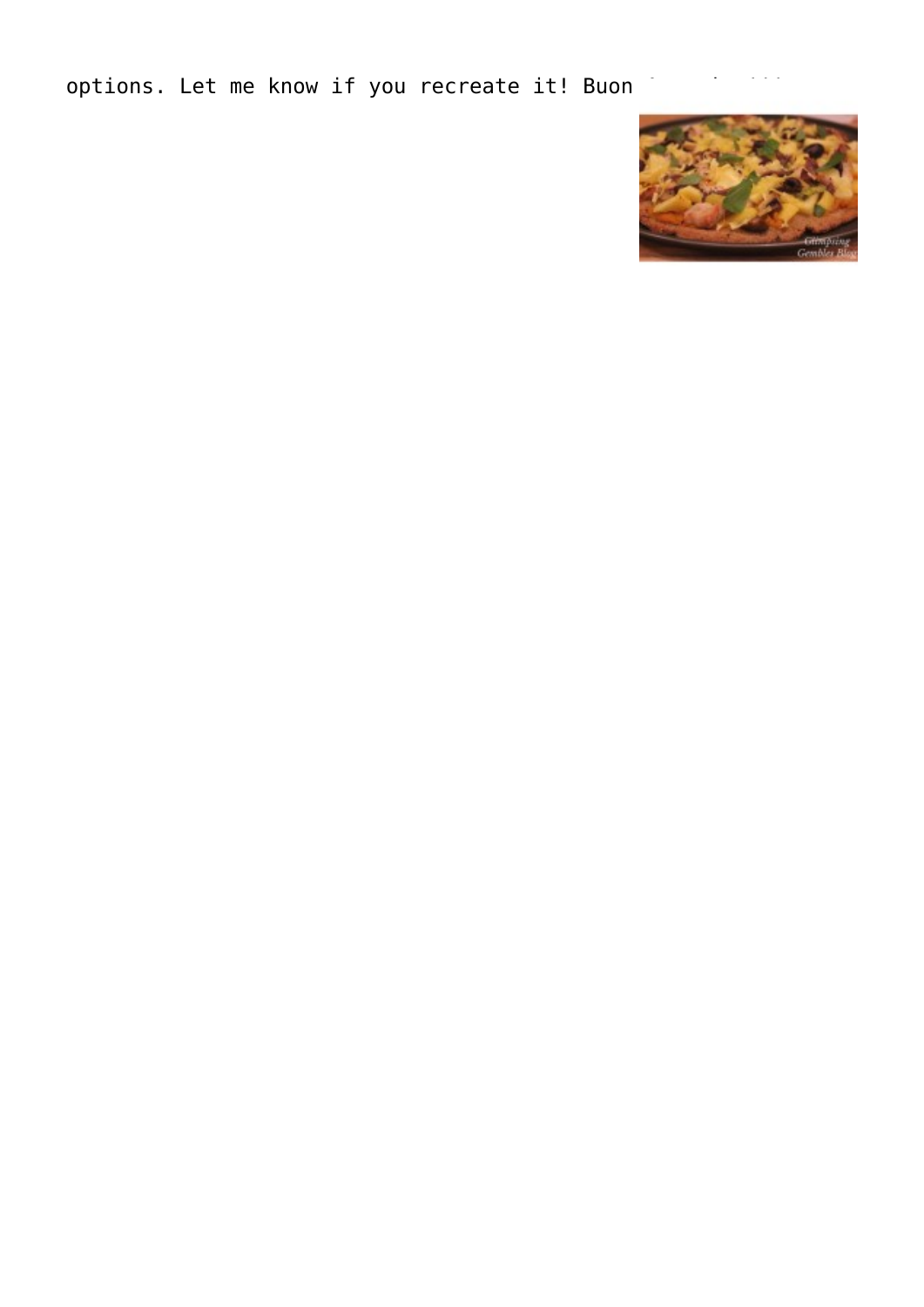options. Let me know if you recreate it! Buon